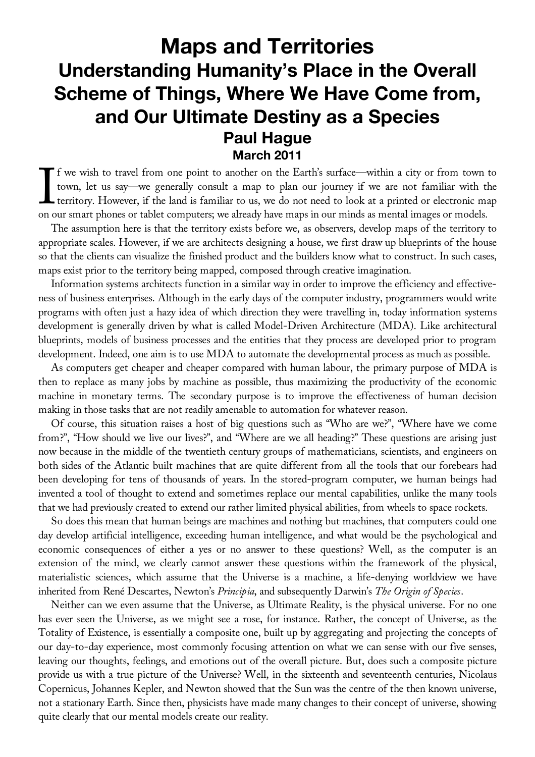# Maps and Territories
## Understanding Humanity's Place in the Overall Scheme of Things, Where We Have Come from, and Our Ultimate Destiny as a Species
### Paul Hague
### March 2011

If we wish to travel from one point to another on the Earth's surface—within a city or from town to town, let us say—we generally consult a map to plan our journey if we are not familiar with the territory. However, if the land is familiar to us, we do not need to look at a printed or electronic map on our smart phones or tablet computers; we already have maps in our minds as mental images or models.

The assumption here is that the territory exists before we, as observers, develop maps of the territory to appropriate scales. However, if we are architects designing a house, we first draw up blueprints of the house so that the clients can visualize the finished product and the builders know what to construct. In such cases, maps exist prior to the territory being mapped, composed through creative imagination.

Information systems architects function in a similar way in order to improve the efficiency and effectiveness of business enterprises. Although in the early days of the computer industry, programmers would write programs with often just a hazy idea of which direction they were travelling in, today information systems development is generally driven by what is called Model-Driven Architecture (MDA). Like architectural blueprints, models of business processes and the entities that they process are developed prior to program development. Indeed, one aim is to use MDA to automate the developmental process as much as possible.

As computers get cheaper and cheaper compared with human labour, the primary purpose of MDA is then to replace as many jobs by machine as possible, thus maximizing the productivity of the economic machine in monetary terms. The secondary purpose is to improve the effectiveness of human decision making in those tasks that are not readily amenable to automation for whatever reason.

Of course, this situation raises a host of big questions such as "Who are we?", "Where have we come from?", "How should we live our lives?", and "Where are we all heading?" These questions are arising just now because in the middle of the twentieth century groups of mathematicians, scientists, and engineers on both sides of the Atlantic built machines that are quite different from all the tools that our forebears had been developing for tens of thousands of years. In the stored-program computer, we human beings had invented a tool of thought to extend and sometimes replace our mental capabilities, unlike the many tools that we had previously created to extend our rather limited physical abilities, from wheels to space rockets.

So does this mean that human beings are machines and nothing but machines, that computers could one day develop artificial intelligence, exceeding human intelligence, and what would be the psychological and economic consequences of either a yes or no answer to these questions? Well, as the computer is an extension of the mind, we clearly cannot answer these questions within the framework of the physical, materialistic sciences, which assume that the Universe is a machine, a life-denying worldview we have inherited from René Descartes, Newton's *Principia*, and subsequently Darwin's *The Origin of Species*.

Neither can we even assume that the Universe, as Ultimate Reality, is the physical universe. For no one has ever seen the Universe, as we might see a rose, for instance. Rather, the concept of Universe, as the Totality of Existence, is essentially a composite one, built up by aggregating and projecting the concepts of our day-to-day experience, most commonly focusing attention on what we can sense with our five senses, leaving our thoughts, feelings, and emotions out of the overall picture. But, does such a composite picture provide us with a true picture of the Universe? Well, in the sixteenth and seventeenth centuries, Nicolaus Copernicus, Johannes Kepler, and Newton showed that the Sun was the centre of the then known universe, not a stationary Earth. Since then, physicists have made many changes to their concept of universe, showing quite clearly that our mental models create our reality.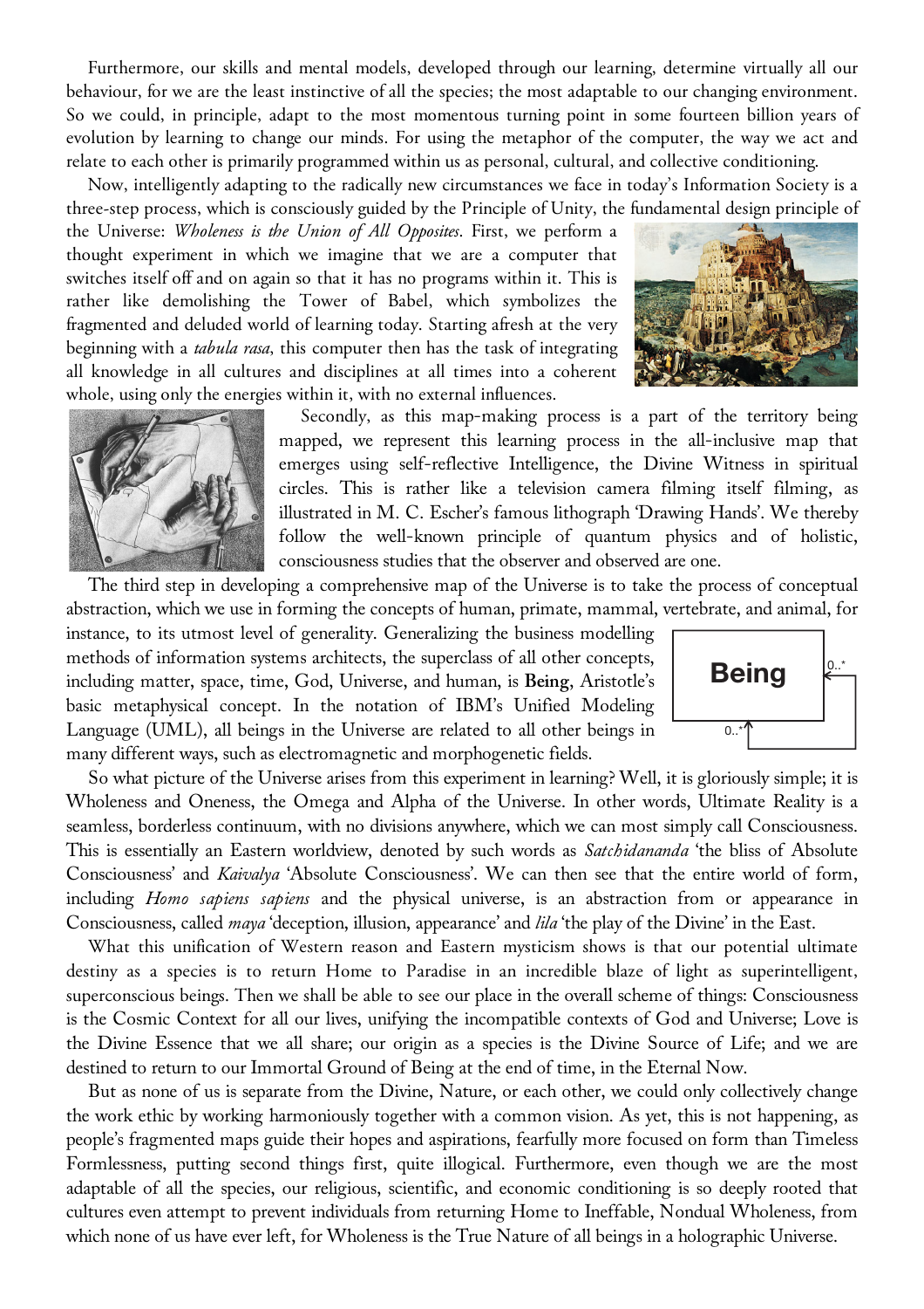Furthermore, our skills and mental models, developed through our learning, determine virtually all our behaviour, for we are the least instinctive of all the species; the most adaptable to our changing environment. So we could, in principle, adapt to the most momentous turning point in some fourteen billion years of evolution by learning to change our minds. For using the metaphor of the computer, the way we act and relate to each other is primarily programmed within us as personal, cultural, and collective conditioning.

Now, intelligently adapting to the radically new circumstances we face in today's Information Society is a three-step process, which is consciously guided by the Principle of Unity, the fundamental design principle of the Universe: *Wholeness is the Union of All Opposites*. First, we perform a thought experiment in which we imagine that we are a computer that switches itself off and on again so that it has no programs within it. This is rather like demolishing the Tower of Babel, which symbolizes the fragmented and deluded world of learning today. Starting afresh at the very beginning with a *tabula rasa*, this computer then has the task of integrating all knowledge in all cultures and disciplines at all times into a coherent whole, using only the energies within it, with no external influences.

Secondly, as this map-making process is a part of the territory being mapped, we represent this learning process in the all-inclusive map that emerges using self-reflective Intelligence, the Divine Witness in spiritual circles. This is rather like a television camera filming itself filming, as illustrated in M. C. Escher's famous lithograph 'Drawing Hands'. We thereby follow the well-known principle of quantum physics and of holistic, consciousness studies that the observer and observed are one.

The third step in developing a comprehensive map of the Universe is to take the process of conceptual abstraction, which we use in forming the concepts of human, primate, mammal, vertebrate, and animal, for instance, to its utmost level of generality. Generalizing the business modelling methods of information systems architects, the superclass of all other concepts, including matter, space, time, God, Universe, and human, is **Being**, Aristotle's basic metaphysical concept. In the notation of IBM's Unified Modeling Language (UML), all beings in the Universe are related to all other beings in many different ways, such as electromagnetic and morphogenetic fields.

Being

0..*

0..*

So what picture of the Universe arises from this experiment in learning? Well, it is gloriously simple; it is Wholeness and Oneness, the Omega and Alpha of the Universe. In other words, Ultimate Reality is a seamless, borderless continuum, with no divisions anywhere, which we can most simply call Consciousness. This is essentially an Eastern worldview, denoted by such words as *Satchidananda* 'the bliss of Absolute Consciousness' and *Kaivalya* 'Absolute Consciousness'. We can then see that the entire world of form, including *Homo sapiens sapiens* and the physical universe, is an abstraction from or appearance in Consciousness, called *maya* 'deception, illusion, appearance' and *lila* 'the play of the Divine' in the East.

What this unification of Western reason and Eastern mysticism shows is that our potential ultimate destiny as a species is to return Home to Paradise in an incredible blaze of light as superintelligent, superconscious beings. Then we shall be able to see our place in the overall scheme of things: Consciousness is the Cosmic Context for all our lives, unifying the incompatible contexts of God and Universe; Love is the Divine Essence that we all share; our origin as a species is the Divine Source of Life; and we are destined to return to our Immortal Ground of Being at the end of time, in the Eternal Now.

But as none of us is separate from the Divine, Nature, or each other, we could only collectively change the work ethic by working harmoniously together with a common vision. As yet, this is not happening, as people's fragmented maps guide their hopes and aspirations, fearfully more focused on form than Timeless Formlessness, putting second things first, quite illogical. Furthermore, even though we are the most adaptable of all the species, our religious, scientific, and economic conditioning is so deeply rooted that cultures even attempt to prevent individuals from returning Home to Ineffable, Nondual Wholeness, from which none of us have ever left, for Wholeness is the True Nature of all beings in a holographic Universe.